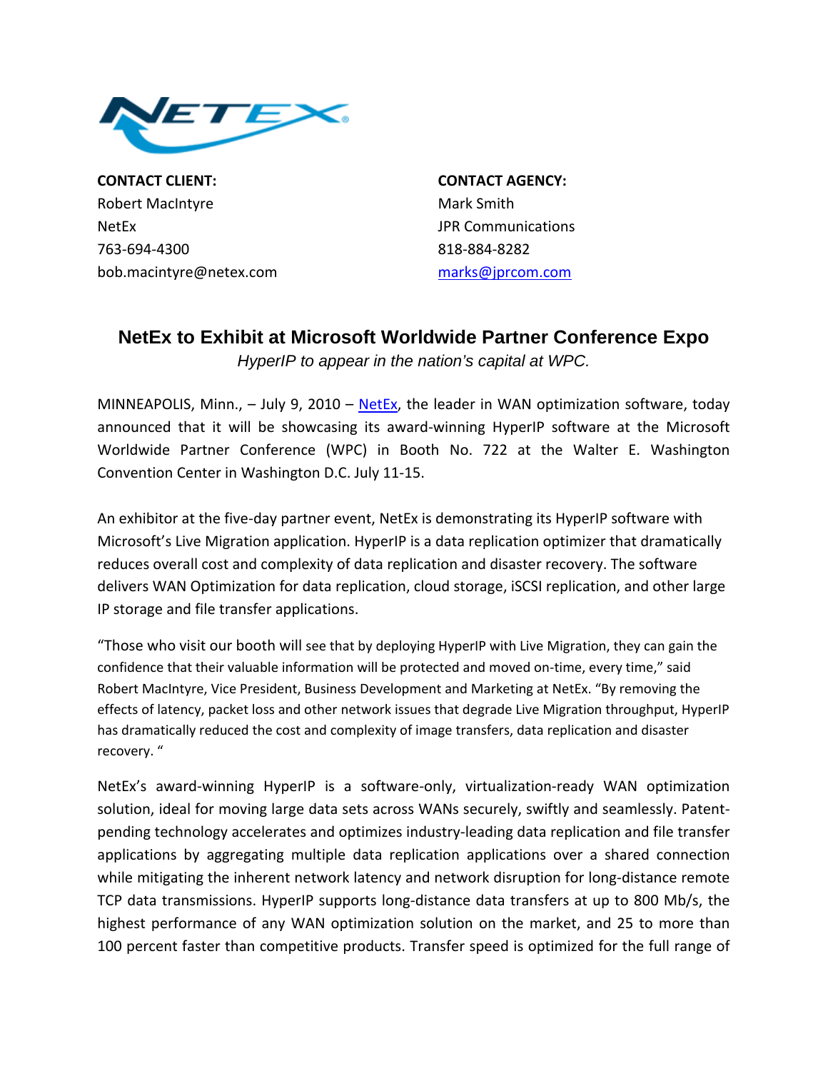**CONTACT CLIENT:**
Robert MacIntyre
NetEx
763-694-4300
bob.macintyre@netex.com

**CONTACT AGENCY:**
Mark Smith
JPR Communications
818-884-8282
marks@jprcom.com

# NetEx to Exhibit at Microsoft Worldwide Partner Conference Expo

*HyperIP to appear in the nation's capital at WPC.*

MINNEAPOLIS, Minn., – July 9, 2010 – NetEx, the leader in WAN optimization software, today announced that it will be showcasing its award-winning HyperIP software at the Microsoft Worldwide Partner Conference (WPC) in Booth No. 722 at the Walter E. Washington Convention Center in Washington D.C. July 11-15.

An exhibitor at the five-day partner event, NetEx is demonstrating its HyperIP software with Microsoft's Live Migration application. HyperIP is a data replication optimizer that dramatically reduces overall cost and complexity of data replication and disaster recovery. The software delivers WAN Optimization for data replication, cloud storage, iSCSI replication, and other large IP storage and file transfer applications.

"Those who visit our booth will see that by deploying HyperIP with Live Migration, they can gain the confidence that their valuable information will be protected and moved on-time, every time," said Robert MacIntyre, Vice President, Business Development and Marketing at NetEx. "By removing the effects of latency, packet loss and other network issues that degrade Live Migration throughput, HyperIP has dramatically reduced the cost and complexity of image transfers, data replication and disaster recovery. "

NetEx's award-winning HyperIP is a software-only, virtualization-ready WAN optimization solution, ideal for moving large data sets across WANs securely, swiftly and seamlessly. Patent-pending technology accelerates and optimizes industry-leading data replication and file transfer applications by aggregating multiple data replication applications over a shared connection while mitigating the inherent network latency and network disruption for long-distance remote TCP data transmissions. HyperIP supports long-distance data transfers at up to 800 Mb/s, the highest performance of any WAN optimization solution on the market, and 25 to more than 100 percent faster than competitive products. Transfer speed is optimized for the full range of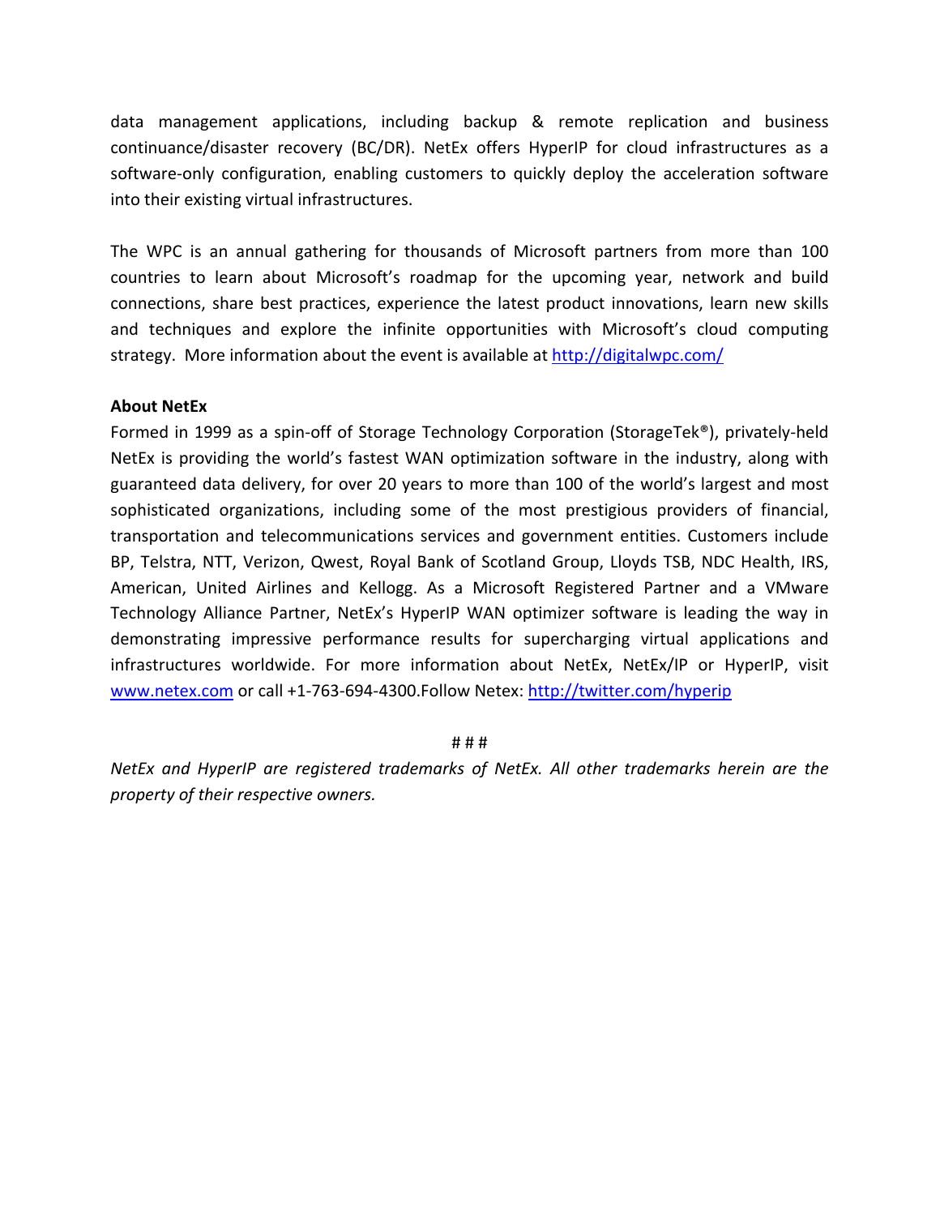data management applications, including backup & remote replication and business continuance/disaster recovery (BC/DR). NetEx offers HyperIP for cloud infrastructures as a software-only configuration, enabling customers to quickly deploy the acceleration software into their existing virtual infrastructures.

The WPC is an annual gathering for thousands of Microsoft partners from more than 100 countries to learn about Microsoft's roadmap for the upcoming year, network and build connections, share best practices, experience the latest product innovations, learn new skills and techniques and explore the infinite opportunities with Microsoft's cloud computing strategy. More information about the event is available at [http://digitalwpc.com/](http://digitalwpc.com/)

**About NetEx**

Formed in 1999 as a spin-off of Storage Technology Corporation (StorageTek®), privately-held NetEx is providing the world's fastest WAN optimization software in the industry, along with guaranteed data delivery, for over 20 years to more than 100 of the world's largest and most sophisticated organizations, including some of the most prestigious providers of financial, transportation and telecommunications services and government entities. Customers include BP, Telstra, NTT, Verizon, Qwest, Royal Bank of Scotland Group, Lloyds TSB, NDC Health, IRS, American, United Airlines and Kellogg. As a Microsoft Registered Partner and a VMware Technology Alliance Partner, NetEx's HyperIP WAN optimizer software is leading the way in demonstrating impressive performance results for supercharging virtual applications and infrastructures worldwide. For more information about NetEx, NetEx/IP or HyperIP, visit [www.netex.com](http://www.netex.com) or call +1-763-694-4300.Follow Netex: [http://twitter.com/hyperip](http://twitter.com/hyperip)

# # #

*NetEx and HyperIP are registered trademarks of NetEx. All other trademarks herein are the property of their respective owners.*